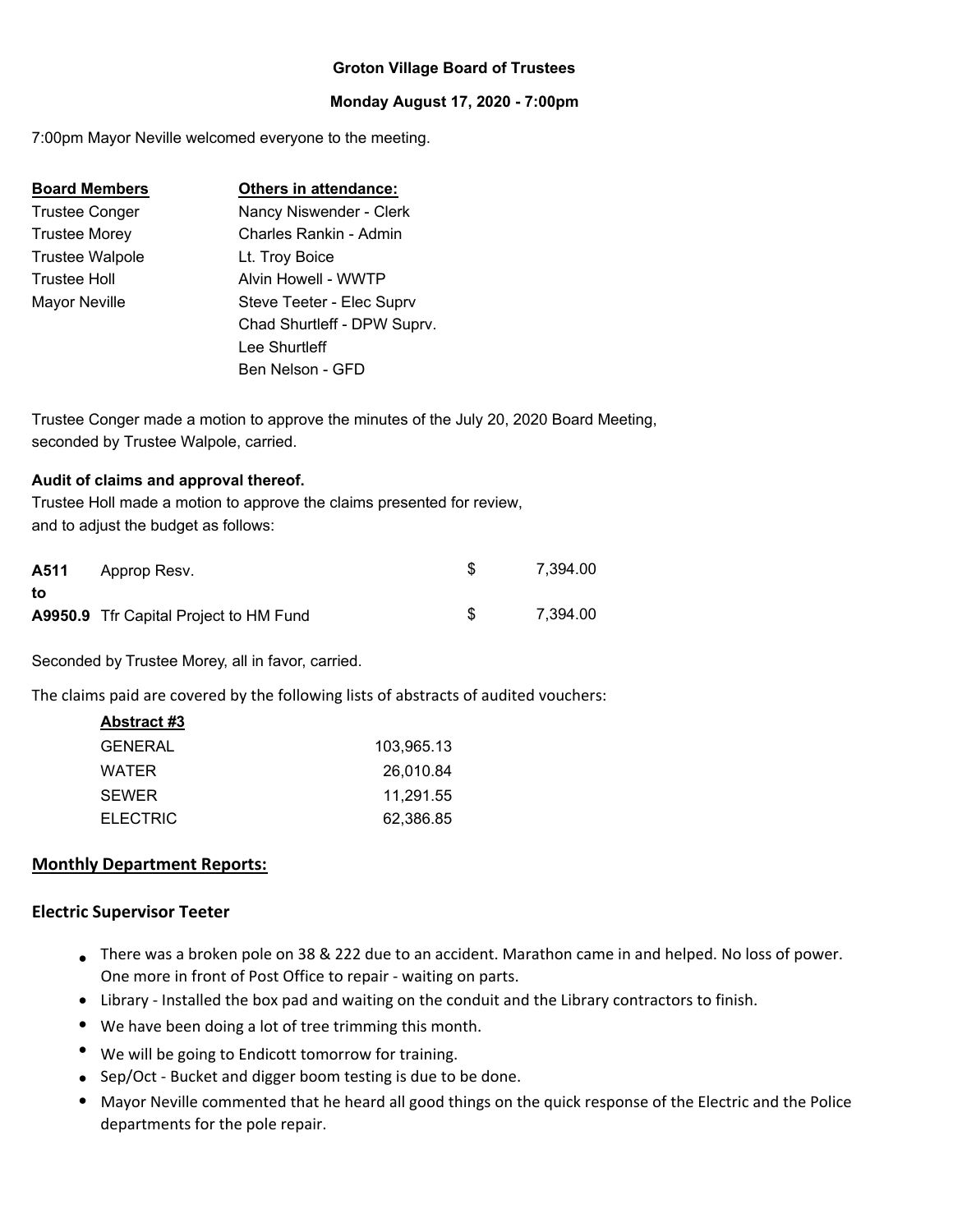**Groton Village Board of Trustees**

**Monday August 17, 2020 - 7:00pm**

7:00pm Mayor Neville welcomed everyone to the meeting.

| **Board Members** | **Others in attendance:** |
|---|---|
| Trustee Conger | Nancy Niswender - Clerk |
| Trustee Morey | Charles Rankin - Admin |
| Trustee Walpole | Lt. Troy Boice |
| Trustee Holl | Alvin Howell - WWTP |
| Mayor Neville | Steve Teeter - Elec Suprv |
| | Chad Shurtleff - DPW Suprv. |
| | Lee Shurtleff |
| | Ben Nelson - GFD |

Trustee Conger made a motion to approve the minutes of the July 20, 2020 Board Meeting, seconded by Trustee Walpole, carried.

**Audit of claims and approval thereof.**

Trustee Holl made a motion to approve the claims presented for review, and to adjust the budget as follows:

| | | | |
|---|---|---|---|
| **A511** | Approp Resv. | $ | 7,394.00 |
| **to** | | | |
| **A9950.9** | Tfr Capital Project to HM Fund | $ | 7,394.00 |

Seconded by Trustee Morey, all in favor, carried.

The claims paid are covered by the following lists of abstracts of audited vouchers:

| **Abstract #3** | |
|---|---|
| GENERAL | 103,965.13 |
| WATER | 26,010.84 |
| SEWER | 11,291.55 |
| ELECTRIC | 62,386.85 |

## Monthly Department Reports:

### Electric Supervisor Teeter

- There was a broken pole on 38 & 222 due to an accident. Marathon came in and helped. No loss of power. One more in front of Post Office to repair - waiting on parts.
- Library - Installed the box pad and waiting on the conduit and the Library contractors to finish.
- We have been doing a lot of tree trimming this month.
- We will be going to Endicott tomorrow for training.
- Sep/Oct - Bucket and digger boom testing is due to be done.
- Mayor Neville commented that he heard all good things on the quick response of the Electric and the Police departments for the pole repair.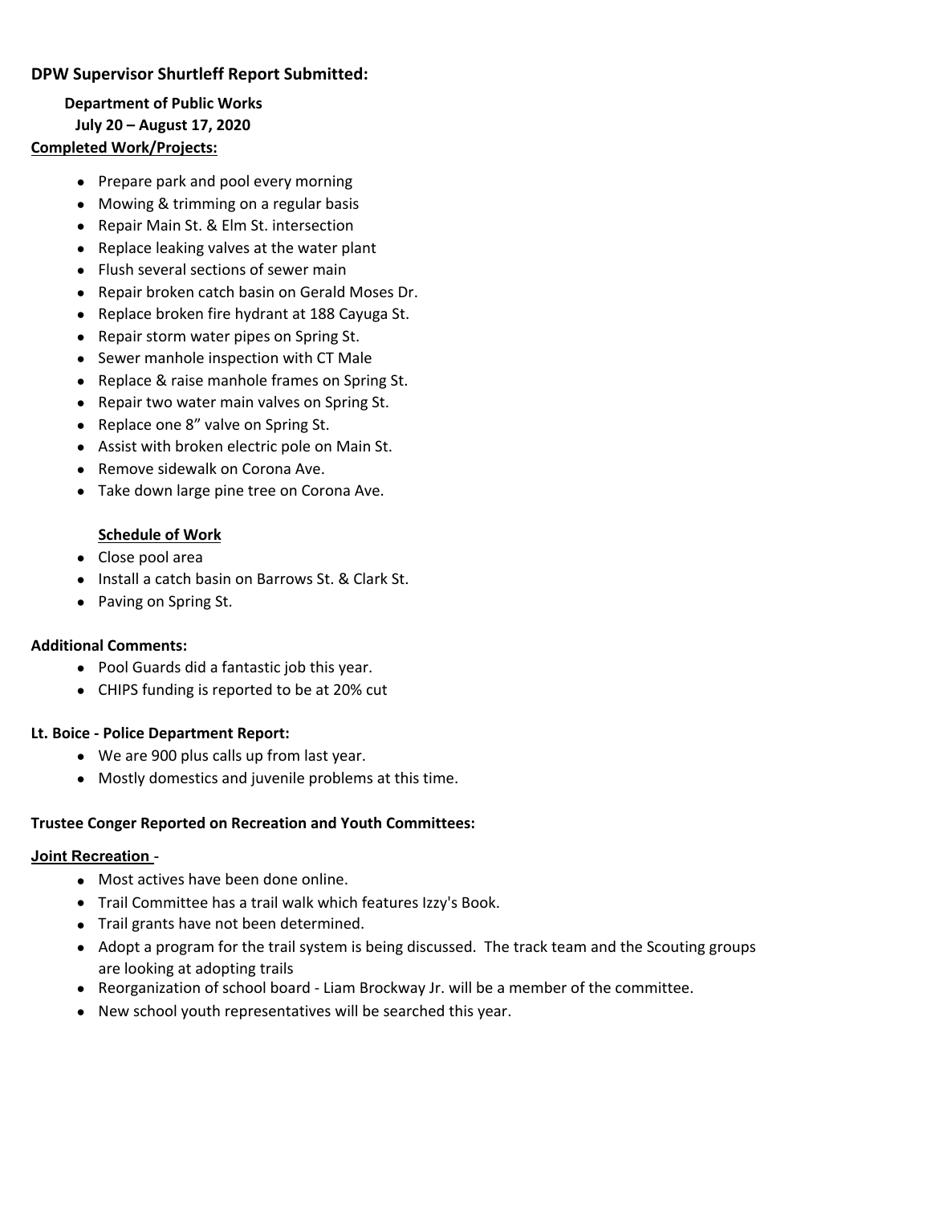**DPW Supervisor Shurtleff Report Submitted:**

**Department of Public Works**
**July 20 – August 17, 2020**

**Completed Work/Projects:**

- Prepare park and pool every morning
- Mowing & trimming on a regular basis
- Repair Main St. & Elm St. intersection
- Replace leaking valves at the water plant
- Flush several sections of sewer main
- Repair broken catch basin on Gerald Moses Dr.
- Replace broken fire hydrant at 188 Cayuga St.
- Repair storm water pipes on Spring St.
- Sewer manhole inspection with CT Male
- Replace & raise manhole frames on Spring St.
- Repair two water main valves on Spring St.
- Replace one 8" valve on Spring St.
- Assist with broken electric pole on Main St.
- Remove sidewalk on Corona Ave.
- Take down large pine tree on Corona Ave.

**Schedule of Work**

- Close pool area
- Install a catch basin on Barrows St. & Clark St.
- Paving on Spring St.

**Additional Comments:**

- Pool Guards did a fantastic job this year.
- CHIPS funding is reported to be at 20% cut

**Lt. Boice - Police Department Report:**

- We are 900 plus calls up from last year.
- Mostly domestics and juvenile problems at this time.

**Trustee Conger Reported on Recreation and Youth Committees:**

**Joint Recreation** -

- Most actives have been done online.
- Trail Committee has a trail walk which features Izzy's Book.
- Trail grants have not been determined.
- Adopt a program for the trail system is being discussed. The track team and the Scouting groups are looking at adopting trails
- Reorganization of school board - Liam Brockway Jr. will be a member of the committee.
- New school youth representatives will be searched this year.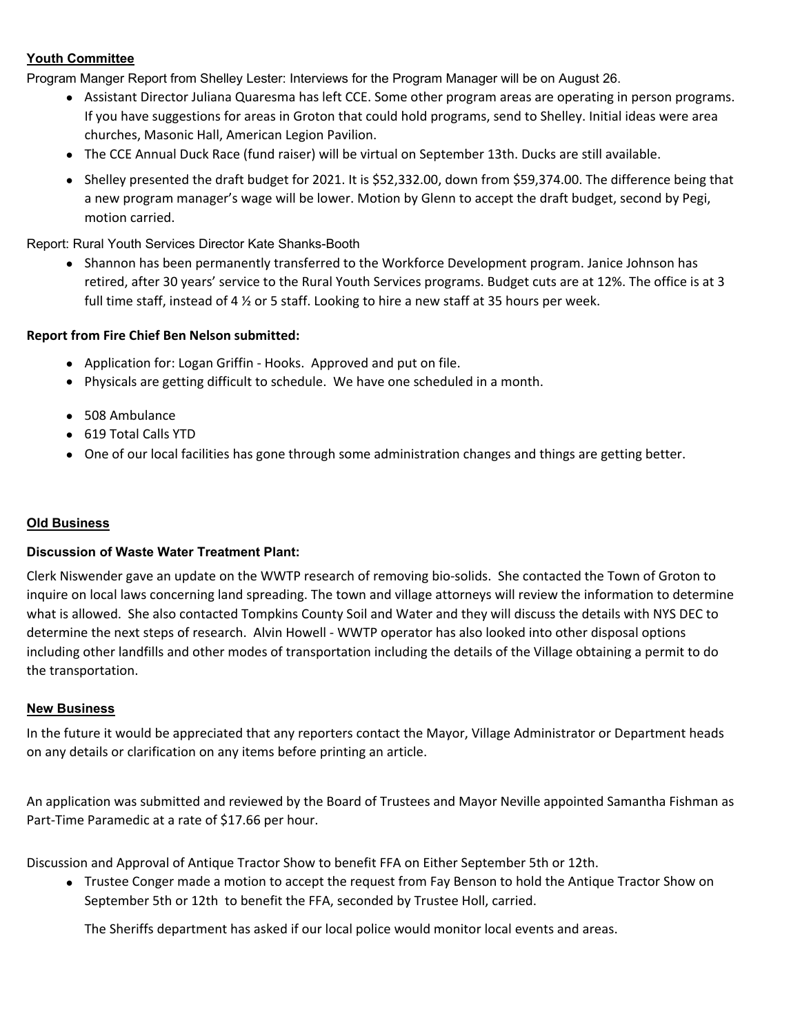**Youth Committee**

Program Manger Report from Shelley Lester: Interviews for the Program Manager will be on August 26.

- Assistant Director Juliana Quaresma has left CCE. Some other program areas are operating in person programs. If you have suggestions for areas in Groton that could hold programs, send to Shelley. Initial ideas were area churches, Masonic Hall, American Legion Pavilion.
- The CCE Annual Duck Race (fund raiser) will be virtual on September 13th. Ducks are still available.
- Shelley presented the draft budget for 2021. It is $52,332.00, down from $59,374.00. The difference being that a new program manager's wage will be lower. Motion by Glenn to accept the draft budget, second by Pegi, motion carried.

Report: Rural Youth Services Director Kate Shanks-Booth

- Shannon has been permanently transferred to the Workforce Development program. Janice Johnson has retired, after 30 years' service to the Rural Youth Services programs. Budget cuts are at 12%. The office is at 3 full time staff, instead of 4 ½ or 5 staff. Looking to hire a new staff at 35 hours per week.

**Report from Fire Chief Ben Nelson submitted:**

- Application for: Logan Griffin - Hooks. Approved and put on file.
- Physicals are getting difficult to schedule. We have one scheduled in a month.
- 508 Ambulance
- 619 Total Calls YTD
- One of our local facilities has gone through some administration changes and things are getting better.

**Old Business**

**Discussion of Waste Water Treatment Plant:**

Clerk Niswender gave an update on the WWTP research of removing bio-solids. She contacted the Town of Groton to inquire on local laws concerning land spreading. The town and village attorneys will review the information to determine what is allowed. She also contacted Tompkins County Soil and Water and they will discuss the details with NYS DEC to determine the next steps of research. Alvin Howell - WWTP operator has also looked into other disposal options including other landfills and other modes of transportation including the details of the Village obtaining a permit to do the transportation.

**New Business**

In the future it would be appreciated that any reporters contact the Mayor, Village Administrator or Department heads on any details or clarification on any items before printing an article.

An application was submitted and reviewed by the Board of Trustees and Mayor Neville appointed Samantha Fishman as Part-Time Paramedic at a rate of $17.66 per hour.

Discussion and Approval of Antique Tractor Show to benefit FFA on Either September 5th or 12th.

- Trustee Conger made a motion to accept the request from Fay Benson to hold the Antique Tractor Show on September 5th or 12th to benefit the FFA, seconded by Trustee Holl, carried.

  The Sheriffs department has asked if our local police would monitor local events and areas.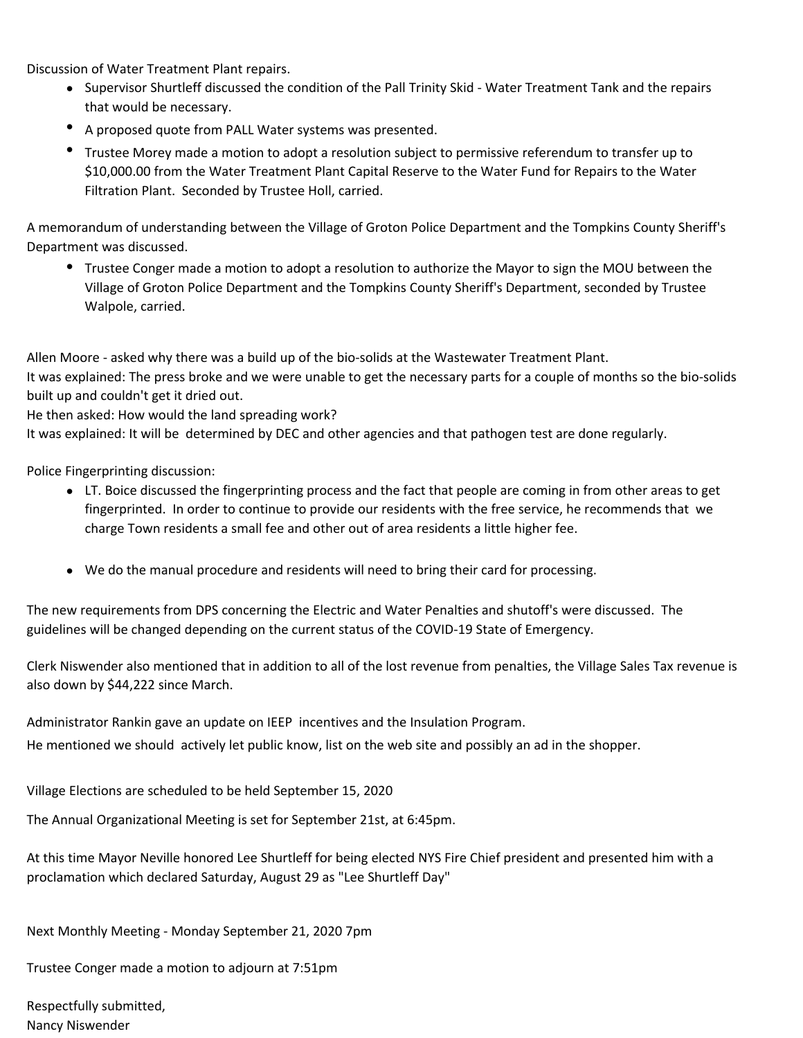Discussion of Water Treatment Plant repairs.

- Supervisor Shurtleff discussed the condition of the Pall Trinity Skid - Water Treatment Tank and the repairs that would be necessary.
- A proposed quote from PALL Water systems was presented.
- Trustee Morey made a motion to adopt a resolution subject to permissive referendum to transfer up to $10,000.00 from the Water Treatment Plant Capital Reserve to the Water Fund for Repairs to the Water Filtration Plant. Seconded by Trustee Holl, carried.

A memorandum of understanding between the Village of Groton Police Department and the Tompkins County Sheriff's Department was discussed.

- Trustee Conger made a motion to adopt a resolution to authorize the Mayor to sign the MOU between the Village of Groton Police Department and the Tompkins County Sheriff's Department, seconded by Trustee Walpole, carried.

Allen Moore - asked why there was a build up of the bio-solids at the Wastewater Treatment Plant.
It was explained: The press broke and we were unable to get the necessary parts for a couple of months so the bio-solids built up and couldn't get it dried out.
He then asked: How would the land spreading work?
It was explained: It will be determined by DEC and other agencies and that pathogen test are done regularly.

Police Fingerprinting discussion:

- LT. Boice discussed the fingerprinting process and the fact that people are coming in from other areas to get fingerprinted. In order to continue to provide our residents with the free service, he recommends that we charge Town residents a small fee and other out of area residents a little higher fee.

- We do the manual procedure and residents will need to bring their card for processing.

The new requirements from DPS concerning the Electric and Water Penalties and shutoff's were discussed. The guidelines will be changed depending on the current status of the COVID-19 State of Emergency.

Clerk Niswender also mentioned that in addition to all of the lost revenue from penalties, the Village Sales Tax revenue is also down by $44,222 since March.

Administrator Rankin gave an update on IEEP incentives and the Insulation Program.
He mentioned we should actively let public know, list on the web site and possibly an ad in the shopper.

Village Elections are scheduled to be held September 15, 2020

The Annual Organizational Meeting is set for September 21st, at 6:45pm.

At this time Mayor Neville honored Lee Shurtleff for being elected NYS Fire Chief president and presented him with a proclamation which declared Saturday, August 29 as "Lee Shurtleff Day"

Next Monthly Meeting - Monday September 21, 2020 7pm

Trustee Conger made a motion to adjourn at 7:51pm

Respectfully submitted,
Nancy Niswender